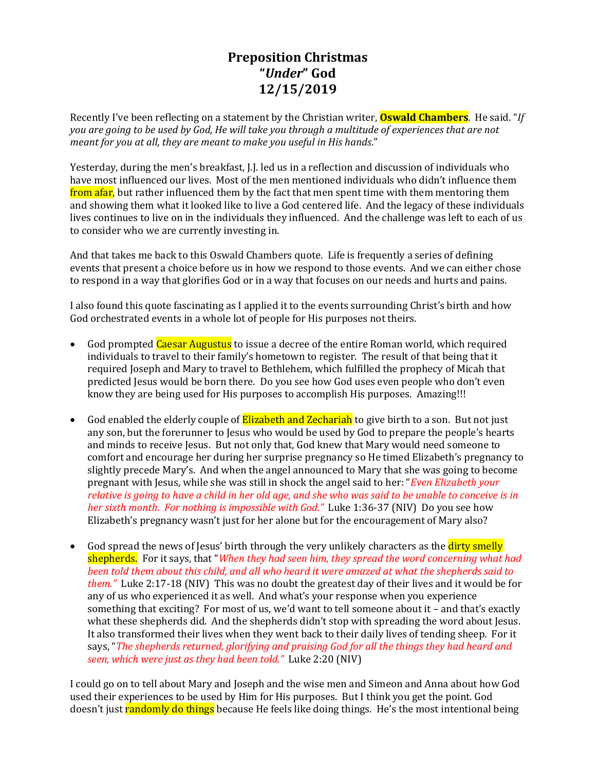# Preposition Christmas
# "*Under*" God
# 12/15/2019

Recently I've been reflecting on a statement by the Christian writer, **Oswald Chambers**. He said. "*If you are going to be used by God, He will take you through a multitude of experiences that are not meant for you at all, they are meant to make you useful in His hands*."

Yesterday, during the men's breakfast, J.J. led us in a reflection and discussion of individuals who have most influenced our lives. Most of the men mentioned individuals who didn't influence them from afar, but rather influenced them by the fact that men spent time with them mentoring them and showing them what it looked like to live a God centered life. And the legacy of these individuals lives continues to live on in the individuals they influenced. And the challenge was left to each of us to consider who we are currently investing in.

And that takes me back to this Oswald Chambers quote. Life is frequently a series of defining events that present a choice before us in how we respond to those events. And we can either chose to respond in a way that glorifies God or in a way that focuses on our needs and hurts and pains.

I also found this quote fascinating as I applied it to the events surrounding Christ's birth and how God orchestrated events in a whole lot of people for His purposes not theirs.

- God prompted Caesar Augustus to issue a decree of the entire Roman world, which required individuals to travel to their family's hometown to register. The result of that being that it required Joseph and Mary to travel to Bethlehem, which fulfilled the prophecy of Micah that predicted Jesus would be born there. Do you see how God uses even people who don't even know they are being used for His purposes to accomplish His purposes. Amazing!!!

- God enabled the elderly couple of Elizabeth and Zechariah to give birth to a son. But not just any son, but the forerunner to Jesus who would be used by God to prepare the people's hearts and minds to receive Jesus. But not only that, God knew that Mary would need someone to comfort and encourage her during her surprise pregnancy so He timed Elizabeth's pregnancy to slightly precede Mary's. And when the angel announced to Mary that she was going to become pregnant with Jesus, while she was still in shock the angel said to her: "*Even Elizabeth your relative is going to have a child in her old age, and she who was said to be unable to conceive is in her sixth month. For nothing is impossible with God."* Luke 1:36-37 (NIV) Do you see how Elizabeth's pregnancy wasn't just for her alone but for the encouragement of Mary also?

- God spread the news of Jesus' birth through the very unlikely characters as the dirty smelly shepherds. For it says, that "*When they had seen him, they spread the word concerning what had been told them about this child, and all who heard it were amazed at what the shepherds said to them."* Luke 2:17-18 (NIV) This was no doubt the greatest day of their lives and it would be for any of us who experienced it as well. And what's your response when you experience something that exciting? For most of us, we'd want to tell someone about it – and that's exactly what these shepherds did. And the shepherds didn't stop with spreading the word about Jesus. It also transformed their lives when they went back to their daily lives of tending sheep. For it says, "*The shepherds returned, glorifying and praising God for all the things they had heard and seen, which were just as they had been told."* Luke 2:20 (NIV)

I could go on to tell about Mary and Joseph and the wise men and Simeon and Anna about how God used their experiences to be used by Him for His purposes. But I think you get the point. God doesn't just randomly do things because He feels like doing things. He's the most intentional being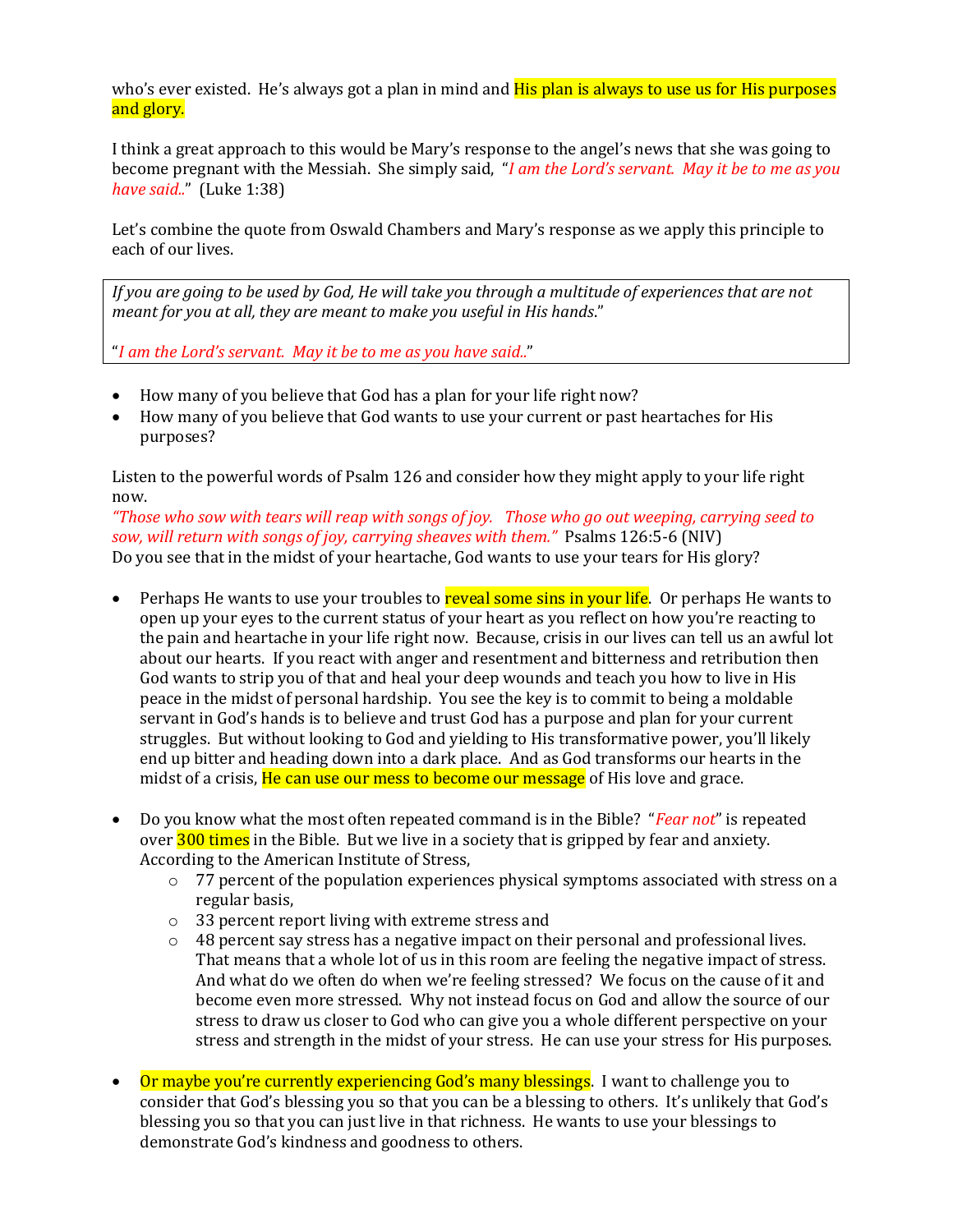who's ever existed. He's always got a plan in mind and His plan is always to use us for His purposes and glory.

I think a great approach to this would be Mary's response to the angel's news that she was going to become pregnant with the Messiah. She simply said, "*I am the Lord's servant. May it be to me as you have said..*" (Luke 1:38)

Let's combine the quote from Oswald Chambers and Mary's response as we apply this principle to each of our lives.

> *If you are going to be used by God, He will take you through a multitude of experiences that are not meant for you at all, they are meant to make you useful in His hands*."
>
> "*I am the Lord's servant. May it be to me as you have said..*"

- How many of you believe that God has a plan for your life right now?
- How many of you believe that God wants to use your current or past heartaches for His purposes?

Listen to the powerful words of Psalm 126 and consider how they might apply to your life right now.
*"Those who sow with tears will reap with songs of joy. Those who go out weeping, carrying seed to sow, will return with songs of joy, carrying sheaves with them."* Psalms 126:5-6 (NIV)
Do you see that in the midst of your heartache, God wants to use your tears for His glory?

- Perhaps He wants to use your troubles to reveal some sins in your life. Or perhaps He wants to open up your eyes to the current status of your heart as you reflect on how you're reacting to the pain and heartache in your life right now. Because, crisis in our lives can tell us an awful lot about our hearts. If you react with anger and resentment and bitterness and retribution then God wants to strip you of that and heal your deep wounds and teach you how to live in His peace in the midst of personal hardship. You see the key is to commit to being a moldable servant in God's hands is to believe and trust God has a purpose and plan for your current struggles. But without looking to God and yielding to His transformative power, you'll likely end up bitter and heading down into a dark place. And as God transforms our hearts in the midst of a crisis, He can use our mess to become our message of His love and grace.

- Do you know what the most often repeated command is in the Bible? "*Fear not*" is repeated over 300 times in the Bible. But we live in a society that is gripped by fear and anxiety. According to the American Institute of Stress,
  - 77 percent of the population experiences physical symptoms associated with stress on a regular basis,
  - 33 percent report living with extreme stress and
  - 48 percent say stress has a negative impact on their personal and professional lives. That means that a whole lot of us in this room are feeling the negative impact of stress. And what do we often do when we're feeling stressed? We focus on the cause of it and become even more stressed. Why not instead focus on God and allow the source of our stress to draw us closer to God who can give you a whole different perspective on your stress and strength in the midst of your stress. He can use your stress for His purposes.

- Or maybe you're currently experiencing God's many blessings. I want to challenge you to consider that God's blessing you so that you can be a blessing to others. It's unlikely that God's blessing you so that you can just live in that richness. He wants to use your blessings to demonstrate God's kindness and goodness to others.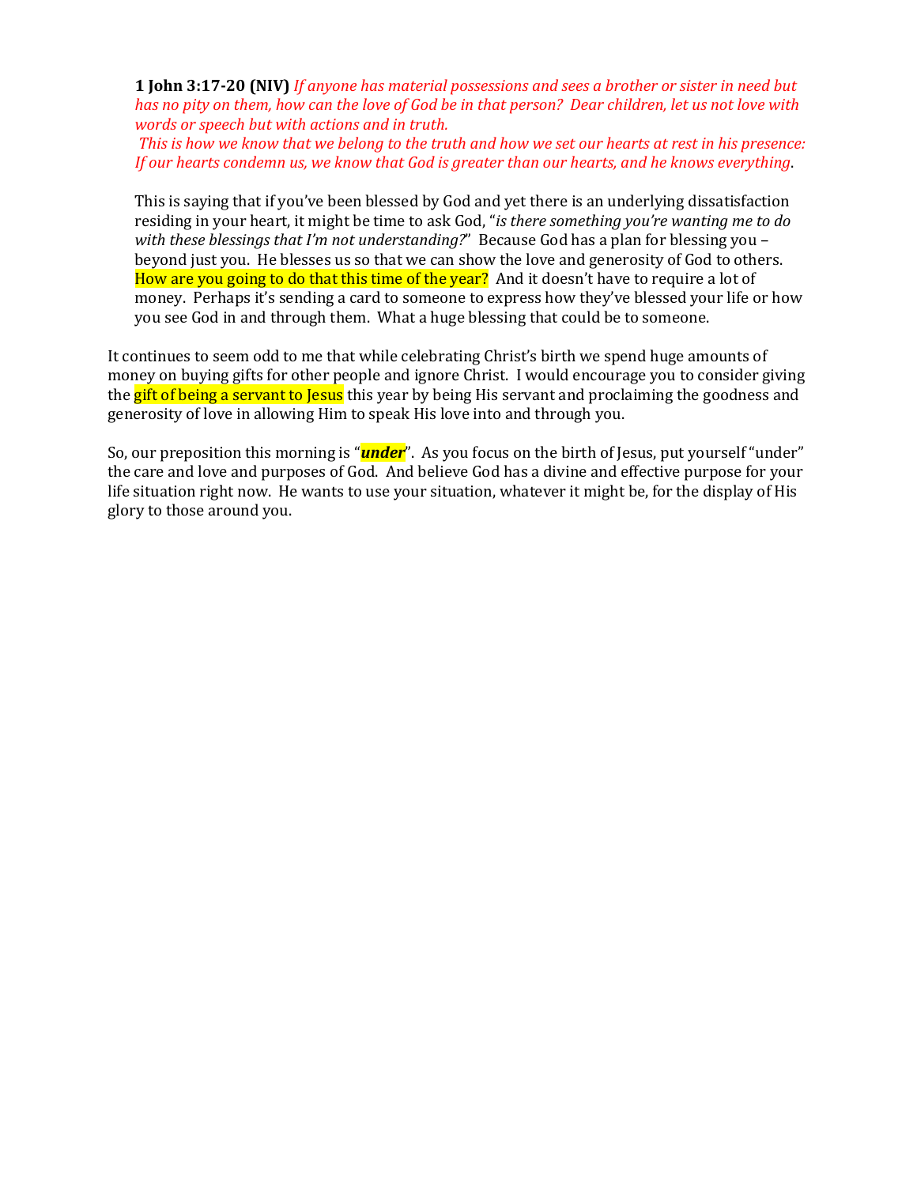**1 John 3:17-20 (NIV)** *If anyone has material possessions and sees a brother or sister in need but has no pity on them, how can the love of God be in that person? Dear children, let us not love with words or speech but with actions and in truth.*
*This is how we know that we belong to the truth and how we set our hearts at rest in his presence: If our hearts condemn us, we know that God is greater than our hearts, and he knows everything*.

This is saying that if you've been blessed by God and yet there is an underlying dissatisfaction residing in your heart, it might be time to ask God, "*is there something you're wanting me to do with these blessings that I'm not understanding?*" Because God has a plan for blessing you – beyond just you. He blesses us so that we can show the love and generosity of God to others. How are you going to do that this time of the year? And it doesn't have to require a lot of money. Perhaps it's sending a card to someone to express how they've blessed your life or how you see God in and through them. What a huge blessing that could be to someone.

It continues to seem odd to me that while celebrating Christ's birth we spend huge amounts of money on buying gifts for other people and ignore Christ. I would encourage you to consider giving the gift of being a servant to Jesus this year by being His servant and proclaiming the goodness and generosity of love in allowing Him to speak His love into and through you.

So, our preposition this morning is "***under***". As you focus on the birth of Jesus, put yourself "under" the care and love and purposes of God. And believe God has a divine and effective purpose for your life situation right now. He wants to use your situation, whatever it might be, for the display of His glory to those around you.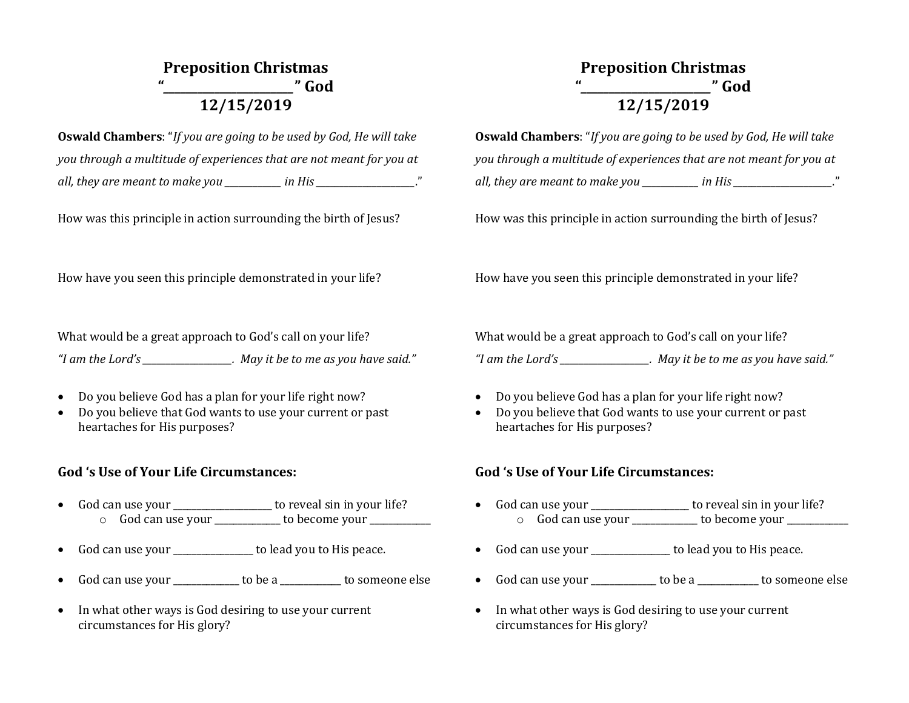# Preposition Christmas
## "______________________" God
## 12/15/2019

**Oswald Chambers**: "*If you are going to be used by God, He will take you through a multitude of experiences that are not meant for you at all, they are meant to make you ____________ in His ____________________.*"

How was this principle in action surrounding the birth of Jesus?

How have you seen this principle demonstrated in your life?

What would be a great approach to God's call on your life?

*"I am the Lord's __________________. May it be to me as you have said."*

- Do you believe God has a plan for your life right now?
- Do you believe that God wants to use your current or past heartaches for His purposes?

### God 's Use of Your Life Circumstances:

- God can use your ____________________ to reveal sin in your life?
  - God can use your ______________ to become your ______________
- God can use your _________________ to lead you to His peace.
- God can use your ______________ to be a _____________ to someone else
- In what other ways is God desiring to use your current circumstances for His glory?

# Preposition Christmas
## "______________________" God
## 12/15/2019

**Oswald Chambers**: "*If you are going to be used by God, He will take you through a multitude of experiences that are not meant for you at all, they are meant to make you ____________ in His ____________________.*"

How was this principle in action surrounding the birth of Jesus?

How have you seen this principle demonstrated in your life?

What would be a great approach to God's call on your life?

*"I am the Lord's __________________. May it be to me as you have said."*

- Do you believe God has a plan for your life right now?
- Do you believe that God wants to use your current or past heartaches for His purposes?

### God 's Use of Your Life Circumstances:

- God can use your ____________________ to reveal sin in your life?
  - God can use your ______________ to become your ______________
- God can use your _________________ to lead you to His peace.
- God can use your ______________ to be a _____________ to someone else
- In what other ways is God desiring to use your current circumstances for His glory?